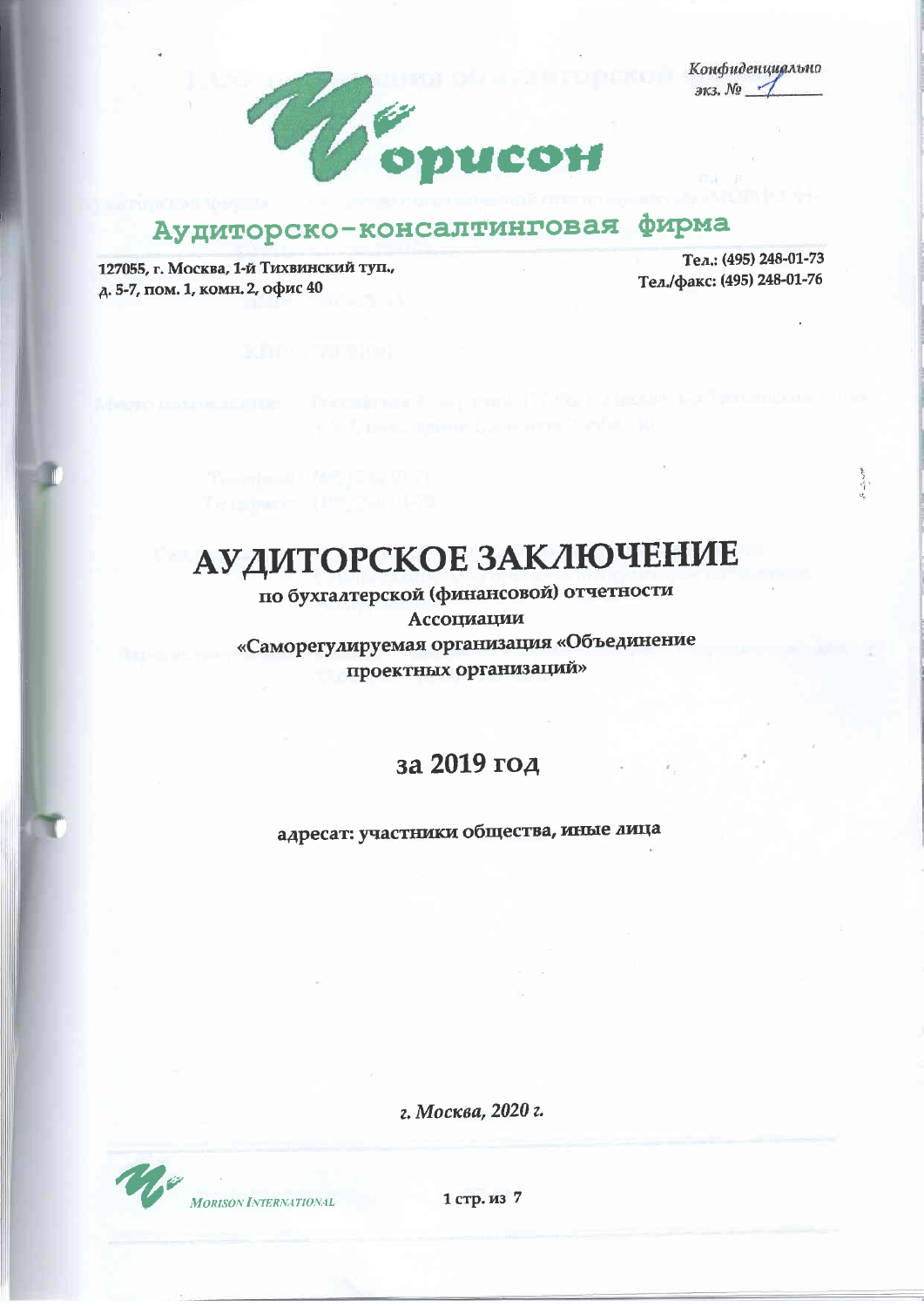*Конфиденциально*
*экз. №* 1

**Морисон**

## Аудиторско-консалтинговая фирма

127055, г. Москва, 1-й Тихвинский туп., д. 5-7, пом. 1, комн. 2, офис 40

Тел.: (495) 248-01-73
Тел./факс: (495) 248-01-76

# АУДИТОРСКОЕ ЗАКЛЮЧЕНИЕ

**по бухгалтерской (финансовой) отчетности**
**Ассоциации**
**«Саморегулируемая организация «Объединение проектных организаций»**

## за 2019 год

**адресат: участники общества, иные лица**

*г. Москва, 2020 г.*

*Morison International*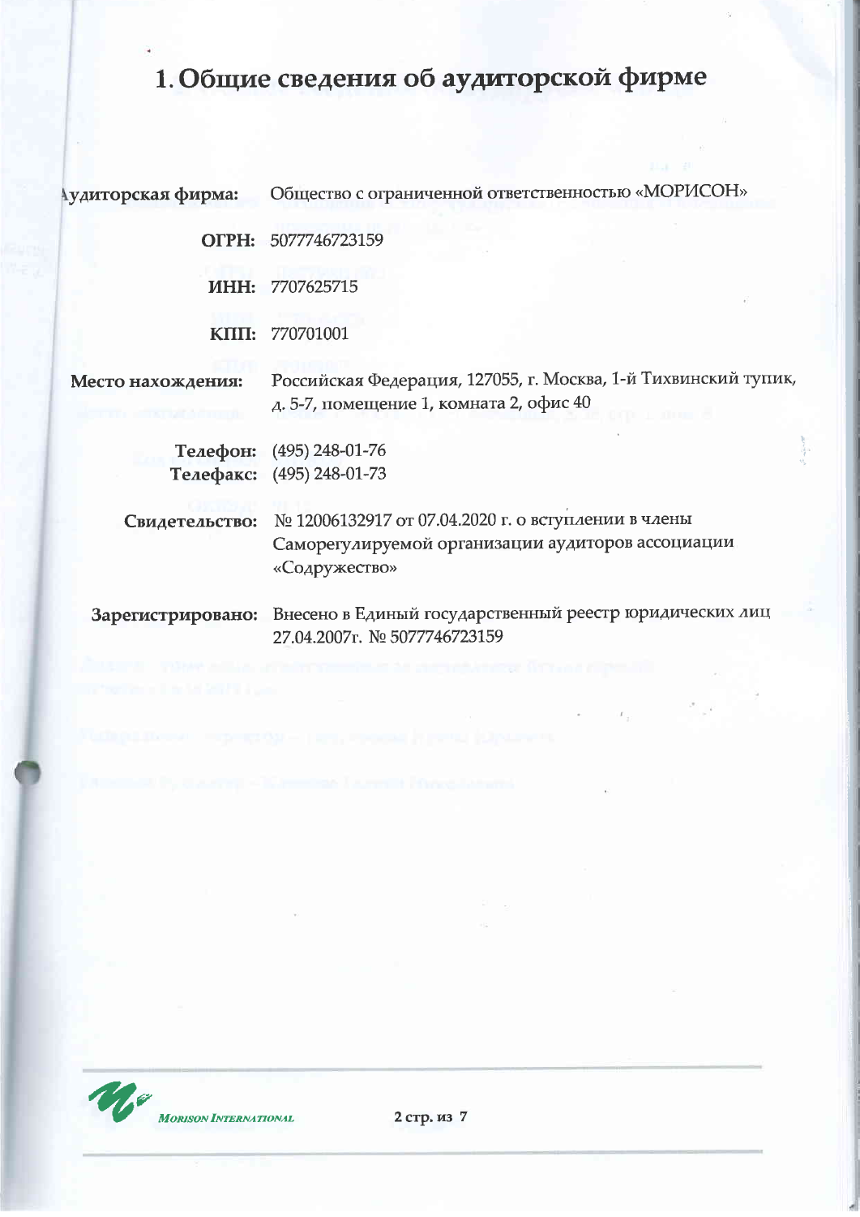# 1. Общие сведения об аудиторской фирме

| | |
|---|---|
| **Аудиторская фирма:** | Общество с ограниченной ответственностью «МОРИСОН» |
| **ОГРН:** | 5077746723159 |
| **ИНН:** | 7707625715 |
| **КПП:** | 770701001 |
| **Место нахождения:** | Российская Федерация, 127055, г. Москва, 1-й Тихвинский тупик, д. 5-7, помещение 1, комната 2, офис 40 |
| **Телефон:** | (495) 248-01-76 |
| **Телефакс:** | (495) 248-01-73 |
| **Свидетельство:** | № 12006132917 от 07.04.2020 г. о вступлении в члены Саморегулируемой организации аудиторов ассоциации «Содружество» |
| **Зарегистрировано:** | Внесено в Единый государственный реестр юридических лиц 27.04.2007г. № 5077746723159 |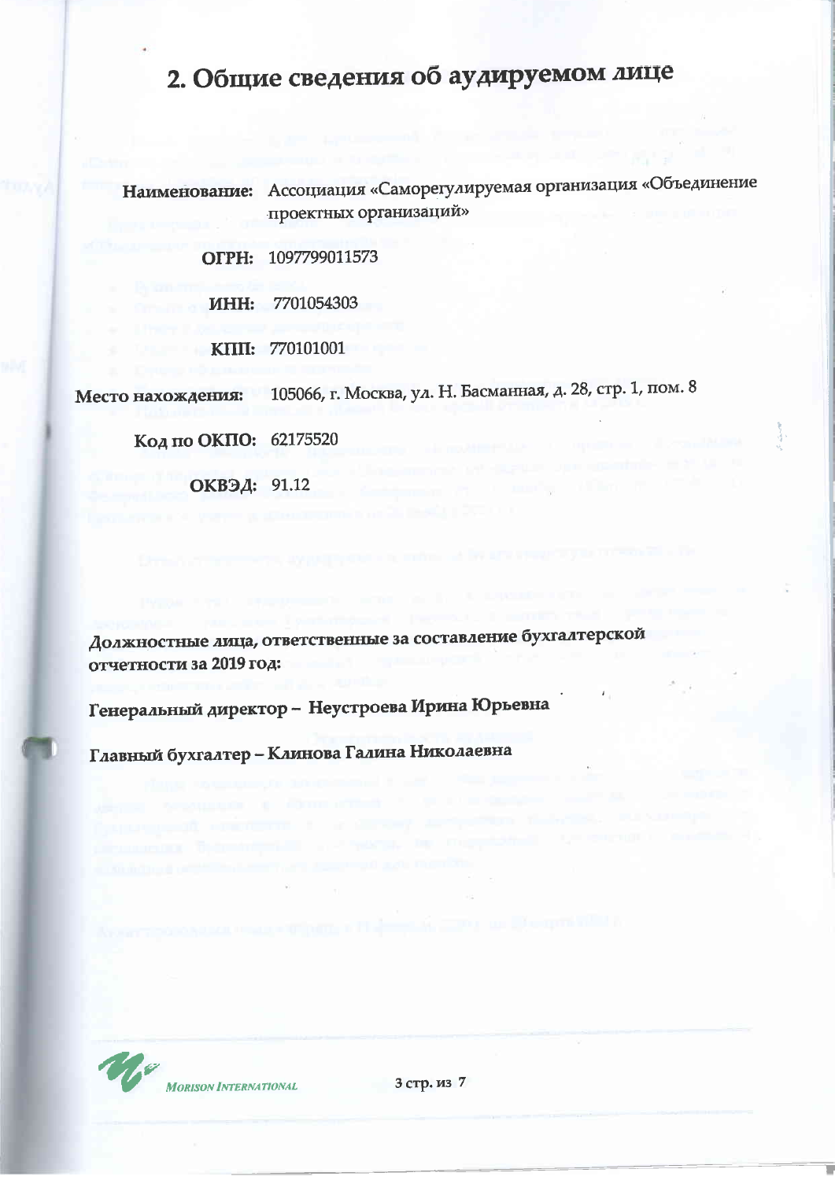# 2. Общие сведения об аудируемом лице

**Наименование:** Ассоциация «Саморегулируемая организация «Объединение проектных организаций»

**ОГРН:** 1097799011573

**ИНН:** 7701054303

**КПП:** 770101001

**Место нахождения:** 105066, г. Москва, ул. Н. Басманная, д. 28, стр. 1, пом. 8

**Код по ОКПО:** 62175520

**ОКВЭД:** 91.12

**Должностные лица, ответственные за составление бухгалтерской отчетности за 2019 год:**

**Генеральный директор – Неустроева Ирина Юрьевна**

**Главный бухгалтер – Клинова Галина Николаевна**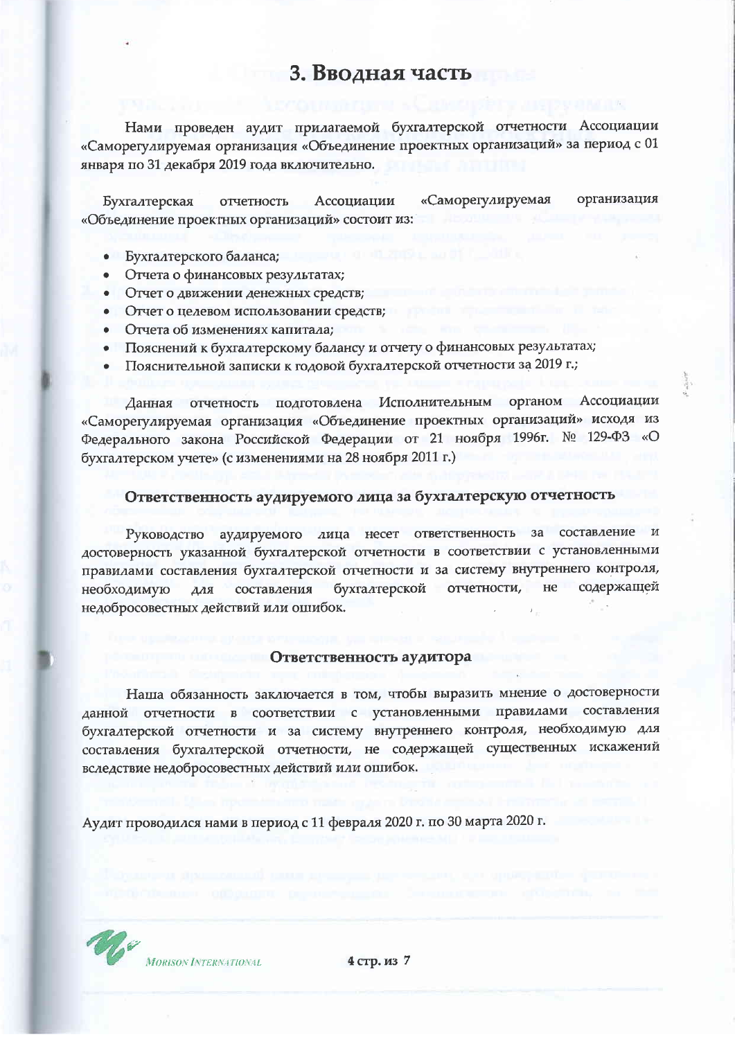# 3. Вводная часть

Нами проведен аудит прилагаемой бухгалтерской отчетности Ассоциации «Саморегулируемая организация «Объединение проектных организаций» за период с 01 января по 31 декабря 2019 года включительно.

Бухгалтерская отчетность Ассоциации «Саморегулируемая организация «Объединение проектных организаций» состоит из:

- Бухгалтерского баланса;
- Отчета о финансовых результатах;
- Отчет о движении денежных средств;
- Отчет о целевом использовании средств;
- Отчета об изменениях капитала;
- Пояснений к бухгалтерскому балансу и отчету о финансовых результатах;
- Пояснительной записки к годовой бухгалтерской отчетности за 2019 г.;

Данная отчетность подготовлена Исполнительным органом Ассоциации «Саморегулируемая организация «Объединение проектных организаций» исходя из Федерального закона Российской Федерации от 21 ноября 1996г. № 129-ФЗ «О бухгалтерском учете» (с изменениями на 28 ноября 2011 г.)

### Ответственность аудируемого лица за бухгалтерскую отчетность

Руководство аудируемого лица несет ответственность за составление и достоверность указанной бухгалтерской отчетности в соответствии с установленными правилами составления бухгалтерской отчетности и за систему внутреннего контроля, необходимую для составления бухгалтерской отчетности, не содержащей недобросовестных действий или ошибок.

### Ответственность аудитора

Наша обязанность заключается в том, чтобы выразить мнение о достоверности данной отчетности в соответствии с установленными правилами составления бухгалтерской отчетности и за систему внутреннего контроля, необходимую для составления бухгалтерской отчетности, не содержащей существенных искажений вследствие недобросовестных действий или ошибок.

Аудит проводился нами в период с 11 февраля 2020 г. по 30 марта 2020 г.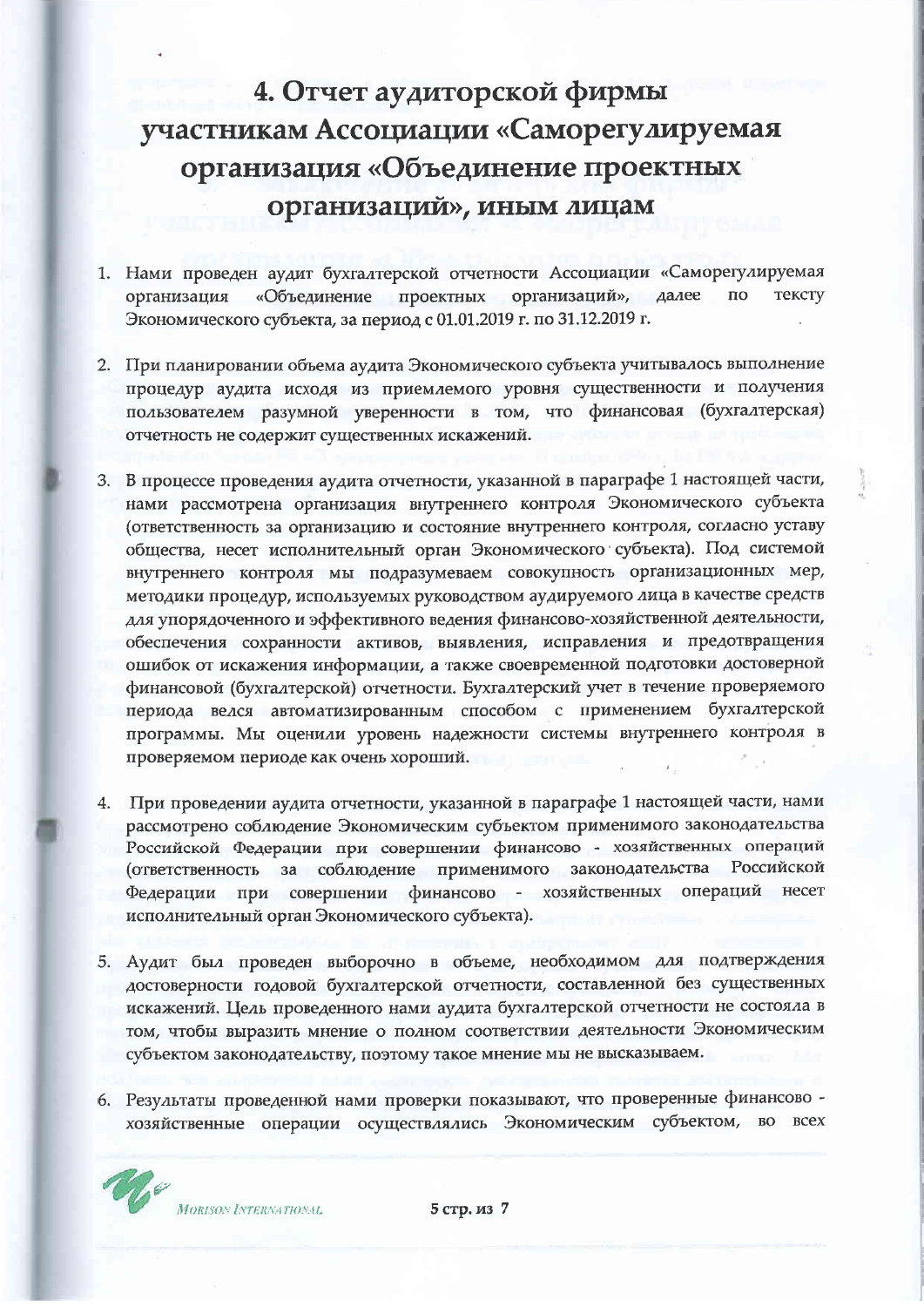# 4. Отчет аудиторской фирмы участникам Ассоциации «Саморегулируемая организация «Объединение проектных организаций», иным лицам

1. Нами проведен аудит бухгалтерской отчетности Ассоциации «Саморегулируемая организация «Объединение проектных организаций», далее по тексту Экономического субъекта, за период с 01.01.2019 г. по 31.12.2019 г.

2. При планировании обьема аудита Экономического субъекта учитывалось выполнение процедур аудита исходя из приемлемого уровня существенности и получения пользователем разумной уверенности в том, что финансовая (бухгалтерская) отчетность не содержит существенных искажений.

3. В процессе проведения аудита отчетности, указанной в параграфе 1 настоящей части, нами рассмотрена организация внутреннего контроля Экономического субъекта (ответственность за организацию и состояние внутреннего контроля, согласно уставу общества, несет исполнительный орган Экономического субъекта). Под системой внутреннего контроля мы подразумеваем совокупность организационных мер, методики процедур, используемых руководством аудируемого лица в качестве средств для упорядоченного и эффективного ведения финансово-хозяйственной деятельности, обеспечения сохранности активов, выявления, исправления и предотвращения ошибок от искажения информации, а также своевременной подготовки достоверной финансовой (бухгалтерской) отчетности. Бухгалтерский учет в течение проверяемого периода велся автоматизированным способом с применением бухгалтерской программы. Мы оценили уровень надежности системы внутреннего контроля в проверяемом периоде как очень хороший.

4. При проведении аудита отчетности, указанной в параграфе 1 настоящей части, нами рассмотрено соблюдение Экономическим субъектом применимого законодательства Российской Федерации при совершении финансово - хозяйственных операций (ответственность за соблюдение применимого законодательства Российской Федерации при совершении финансово - хозяйственных операций несет исполнительный орган Экономического субъекта).

5. Аудит был проведен выборочно в объеме, необходимом для подтверждения достоверности годовой бухгалтерской отчетности, составленной без существенных искажений. Цель проведенного нами аудита бухгалтерской отчетности не состояла в том, чтобы выразить мнение о полном соответствии деятельности Экономическим субъектом законодательству, поэтому такое мнение мы не высказываем.

6. Результаты проведенной нами проверки показывают, что проверенные финансово - хозяйственные операции осуществлялись Экономическим субъектом, во всех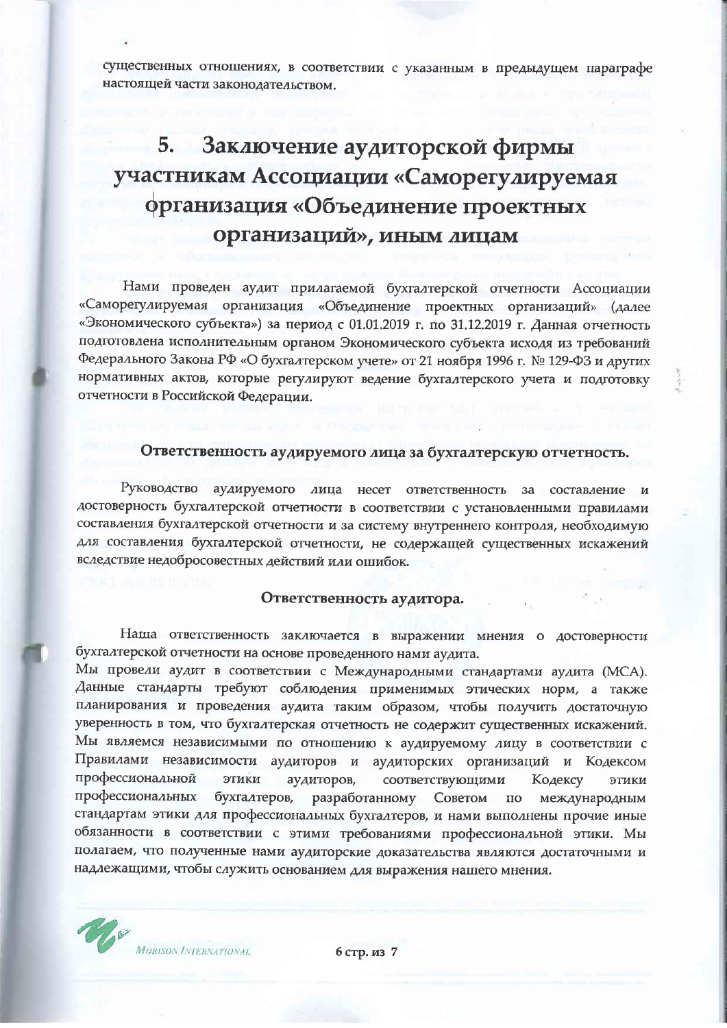существенных отношениях, в соответствии с указанным в предыдущем параграфе настоящей части законодательством.

# 5. Заключение аудиторской фирмы участникам Ассоциации «Саморегулируемая организация «Объединение проектных организаций», иным лицам

Нами проведен аудит прилагаемой бухгалтерской отчетности Ассоциации «Саморегулируемая организация «Объединение проектных организаций» (далее «Экономического субъекта») за период с 01.01.2019 г. по 31.12.2019 г. Данная отчетность подготовлена исполнительным органом Экономического субъекта исходя из требований Федерального Закона РФ «О бухгалтерском учете» от 21 ноября 1996 г. № 129-ФЗ и других нормативных актов, которые регулируют ведение бухгалтерского учета и подготовку отчетности в Российской Федерации.

## Ответственность аудируемого лица за бухгалтерскую отчетность.

Руководство аудируемого лица несет ответственность за составление и достоверность бухгалтерской отчетности в соответствии с установленными правилами составления бухгалтерской отчетности и за систему внутреннего контроля, необходимую для составления бухгалтерской отчетности, не содержащей существенных искажений вследствие недобросовестных действий или ошибок.

## Ответственность аудитора.

Наша ответственность заключается в выражении мнения о достоверности бухгалтерской отчетности на основе проведенного нами аудита.

Мы провели аудит в соответствии с Международными стандартами аудита (МСА). Данные стандарты требуют соблюдения применимых этических норм, а также планирования и проведения аудита таким образом, чтобы получить достаточную уверенность в том, что бухгалтерская отчетность не содержит существенных искажений. Мы являемся независимыми по отношению к аудируемому лицу в соответствии с Правилами независимости аудиторов и аудиторских организаций и Кодексом профессиональной этики аудиторов, соответствующими Кодексу этики профессиональных бухгалтеров, разработанному Советом по международным стандартам этики для профессиональных бухгалтеров, и нами выполнены прочие иные обязанности в соответствии с этими требованиями профессиональной этики. Мы полагаем, что полученные нами аудиторские доказательства являются достаточными и надлежащими, чтобы служить основанием для выражения нашего мнения.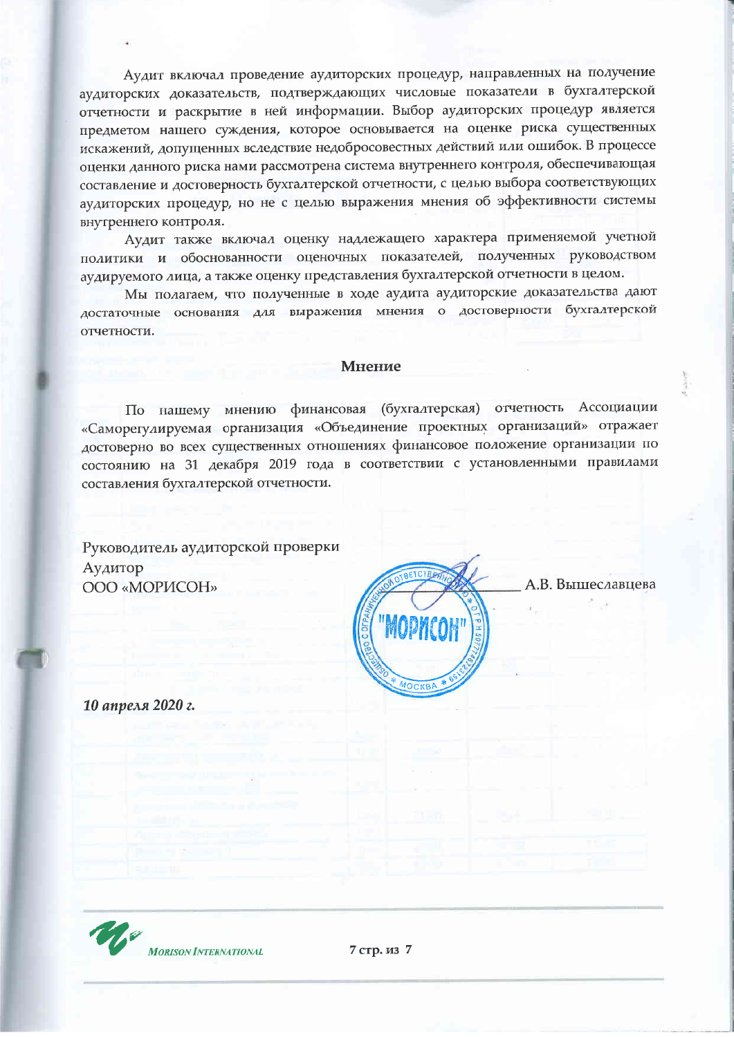Аудит включал проведение аудиторских процедур, направленных на получение аудиторских доказательств, подтверждающих числовые показатели в бухгалтерской отчетности и раскрытие в ней информации. Выбор аудиторских процедур является предметом нашего суждения, которое основывается на оценке риска существенных искажений, допущенных вследствие недобросовестных действий или ошибок. В процессе оценки данного риска нами рассмотрена система внутреннего контроля, обеспечивающая составление и достоверность бухгалтерской отчетности, с целью выбора соответствующих аудиторских процедур, но не с целью выражения мнения об эффективности системы внутреннего контроля.

Аудит также включал оценку надлежащего характера применяемой учетной политики и обоснованности оценочных показателей, полученных руководством аудируемого лица, а также оценку представления бухгалтерской отчетности в целом.

Мы полагаем, что полученные в ходе аудита аудиторские доказательства дают достаточные основания для выражения мнения о достоверности бухгалтерской отчетности.

## Мнение

По нашему мнению финансовая (бухгалтерская) отчетность Ассоциации «Саморегулируемая организация «Объединение проектных организаций» отражает достоверно во всех существенных отношениях финансовое положение организации по состоянию на 31 декабря 2019 года в соответствии с установленными правилами составления бухгалтерской отчетности.

Руководитель аудиторской проверки
Аудитор
ООО «МОРИСОН» _______________ А.В. Вышеславцева

*10 апреля 2020 г.*